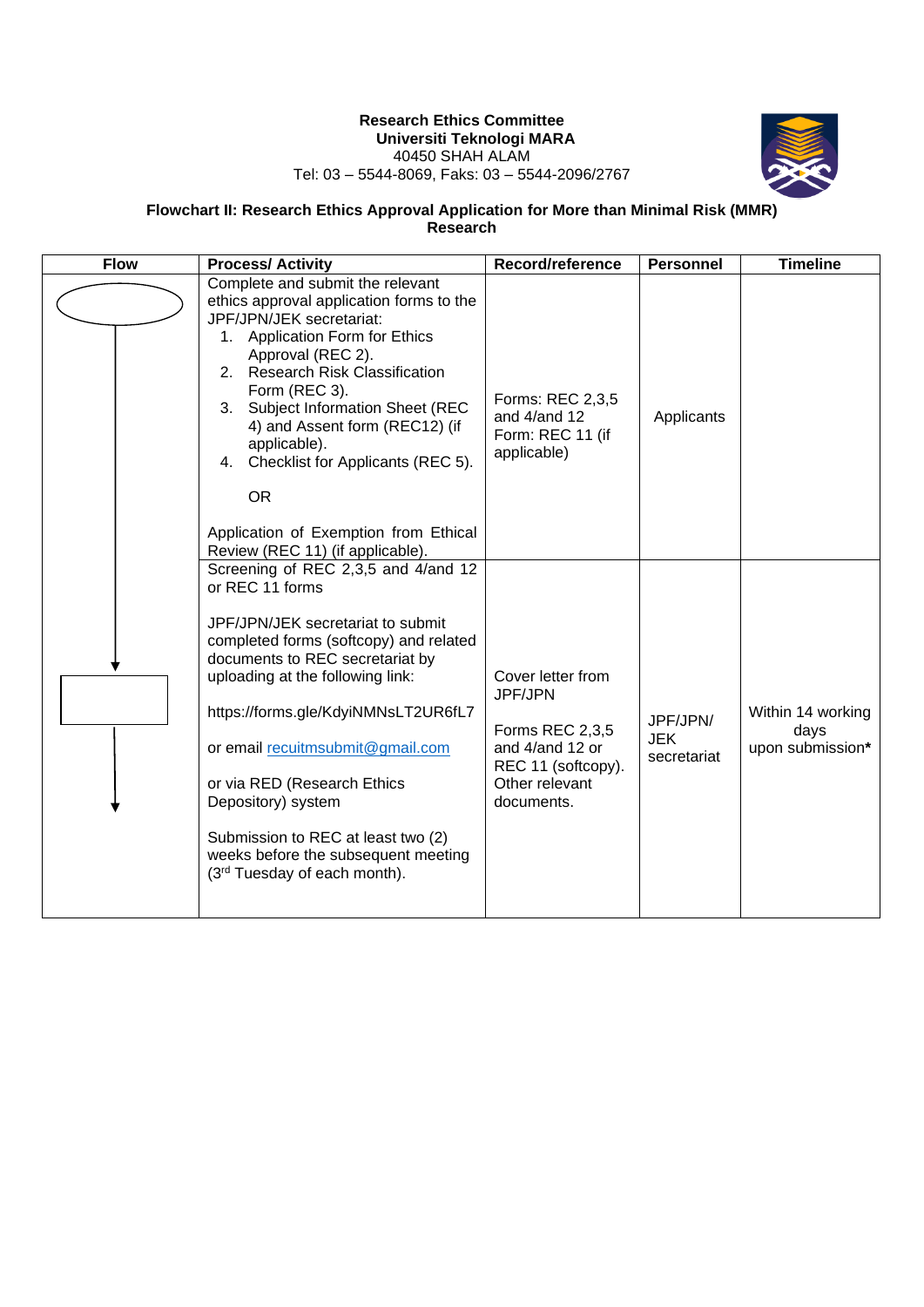**Research Ethics Committee**
**Universiti Teknologi MARA**
40450 SHAH ALAM
Tel: 03 – 5544-8069, Faks: 03 – 5544-2096/2767

**Flowchart II: Research Ethics Approval Application for More than Minimal Risk (MMR) Research**

| Flow | Process/ Activity | Record/reference | Personnel | Timeline |
|---|---|---|---|---|
| | Complete and submit the relevant ethics approval application forms to the JPF/JPN/JEK secretariat:<br>1. Application Form for Ethics Approval (REC 2).<br>2. Research Risk Classification Form (REC 3).<br>3. Subject Information Sheet (REC 4) and Assent form (REC12) (if applicable).<br>4. Checklist for Applicants (REC 5).<br><br>OR<br><br>Application of Exemption from Ethical Review (REC 11) (if applicable). | Forms: REC 2,3,5 and 4/and 12<br>Form: REC 11 (if applicable) | Applicants | |
| | Screening of REC 2,3,5 and 4/and 12 or REC 11 forms<br><br>JPF/JPN/JEK secretariat to submit completed forms (softcopy) and related documents to REC secretariat by uploading at the following link:<br><br>https://forms.gle/KdyiNMNsLT2UR6fL7<br><br>or email recuitmsubmit@gmail.com<br><br>or via RED (Research Ethics Depository) system<br><br>Submission to REC at least two (2) weeks before the subsequent meeting (3rd Tuesday of each month). | Cover letter from JPF/JPN<br><br>Forms REC 2,3,5 and 4/and 12 or REC 11 (softcopy). Other relevant documents. | JPF/JPN/ JEK secretariat | Within 14 working days upon submission**\*** |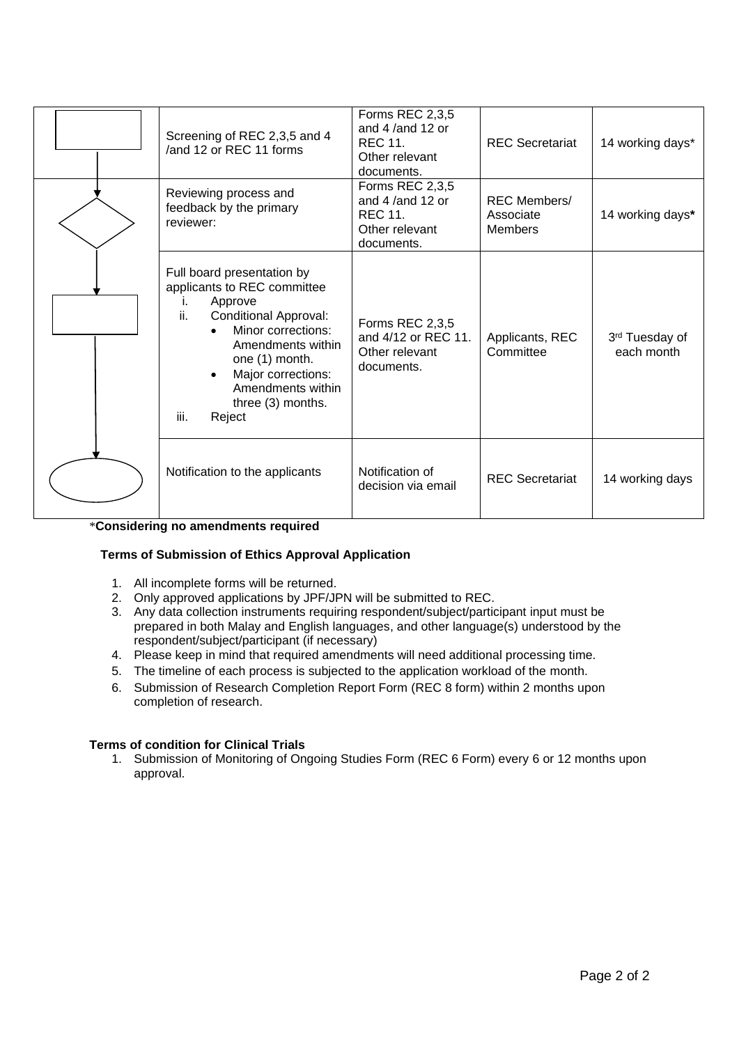| | | | | |
|---|---|---|---|---|
| | Screening of REC 2,3,5 and 4 /and 12 or REC 11 forms | Forms REC 2,3,5 and 4 /and 12 or REC 11. Other relevant documents. | REC Secretariat | 14 working days* |
| | Reviewing process and feedback by the primary reviewer: | Forms REC 2,3,5 and 4 /and 12 or REC 11. Other relevant documents. | REC Members/ Associate Members | 14 working days* |
| | Full board presentation by applicants to REC committee<br>i. Approve<br>ii. Conditional Approval:<br>• Minor corrections: Amendments within one (1) month.<br>• Major corrections: Amendments within three (3) months.<br>iii. Reject | Forms REC 2,3,5 and 4/12 or REC 11. Other relevant documents. | Applicants, REC Committee | 3rd Tuesday of each month |
| | Notification to the applicants | Notification of decision via email | REC Secretariat | 14 working days |

***Considering no amendments required**

**Terms of Submission of Ethics Approval Application**

1. All incomplete forms will be returned.
2. Only approved applications by JPF/JPN will be submitted to REC.
3. Any data collection instruments requiring respondent/subject/participant input must be prepared in both Malay and English languages, and other language(s) understood by the respondent/subject/participant (if necessary)
4. Please keep in mind that required amendments will need additional processing time.
5. The timeline of each process is subjected to the application workload of the month.
6. Submission of Research Completion Report Form (REC 8 form) within 2 months upon completion of research.

**Terms of condition for Clinical Trials**

1. Submission of Monitoring of Ongoing Studies Form (REC 6 Form) every 6 or 12 months upon approval.